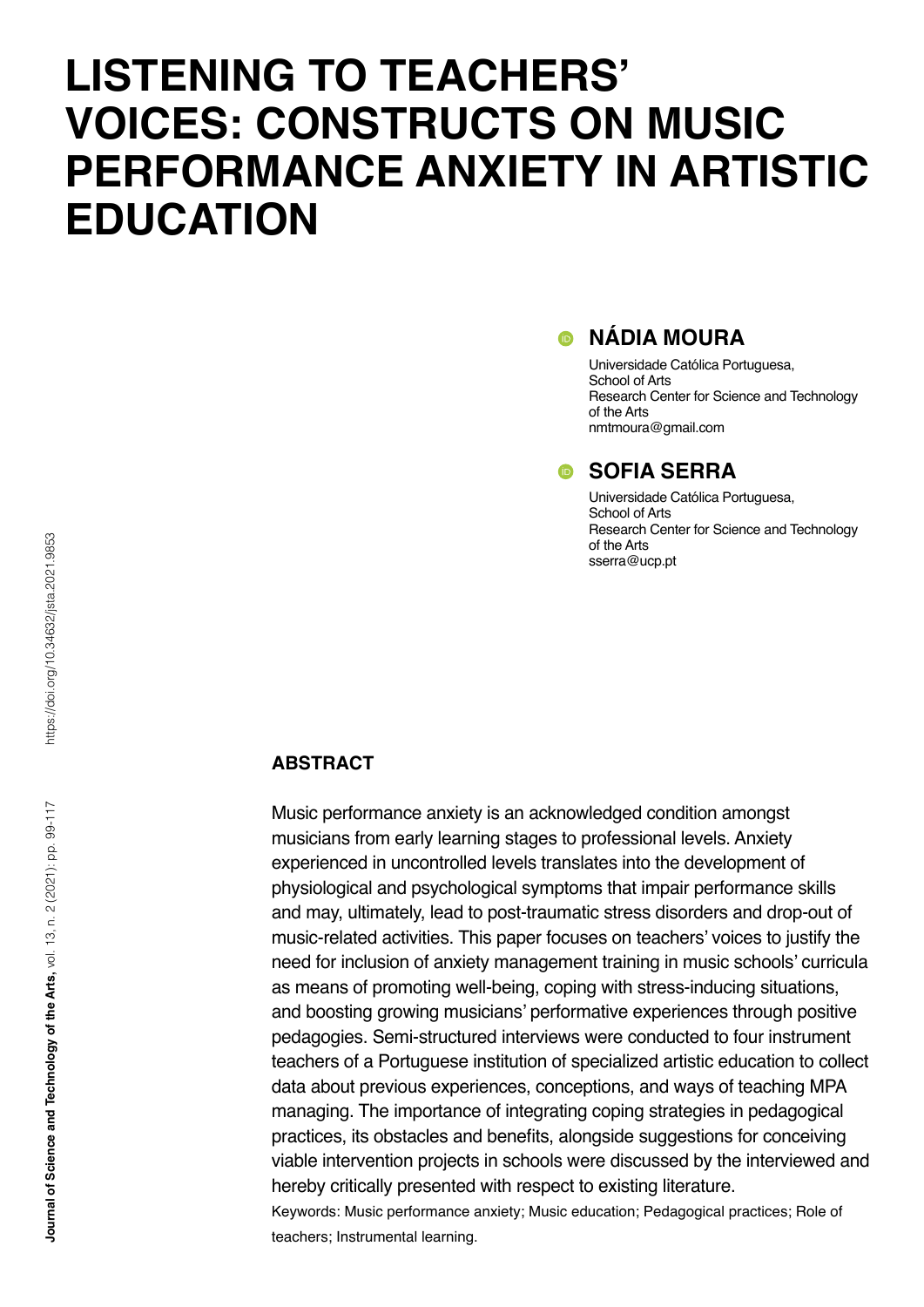# LISTENING TO TEACHERS' VOICES: CONSTRUCTS ON MUSIC PERFORMANCE ANXIETY IN ARTISTIC EDUCATION

**NÁDIA MOURA**

Universidade Católica Portuguesa,
School of Arts
Research Center for Science and Technology of the Arts
nmtmoura@gmail.com

**SOFIA SERRA**

Universidade Católica Portuguesa,
School of Arts
Research Center for Science and Technology of the Arts
sserra@ucp.pt

## ABSTRACT

Music performance anxiety is an acknowledged condition amongst musicians from early learning stages to professional levels. Anxiety experienced in uncontrolled levels translates into the development of physiological and psychological symptoms that impair performance skills and may, ultimately, lead to post-traumatic stress disorders and drop-out of music-related activities. This paper focuses on teachers' voices to justify the need for inclusion of anxiety management training in music schools' curricula as means of promoting well-being, coping with stress-inducing situations, and boosting growing musicians' performative experiences through positive pedagogies. Semi-structured interviews were conducted to four instrument teachers of a Portuguese institution of specialized artistic education to collect data about previous experiences, conceptions, and ways of teaching MPA managing. The importance of integrating coping strategies in pedagogical practices, its obstacles and benefits, alongside suggestions for conceiving viable intervention projects in schools were discussed by the interviewed and hereby critically presented with respect to existing literature.

Keywords: Music performance anxiety; Music education; Pedagogical practices; Role of teachers; Instrumental learning.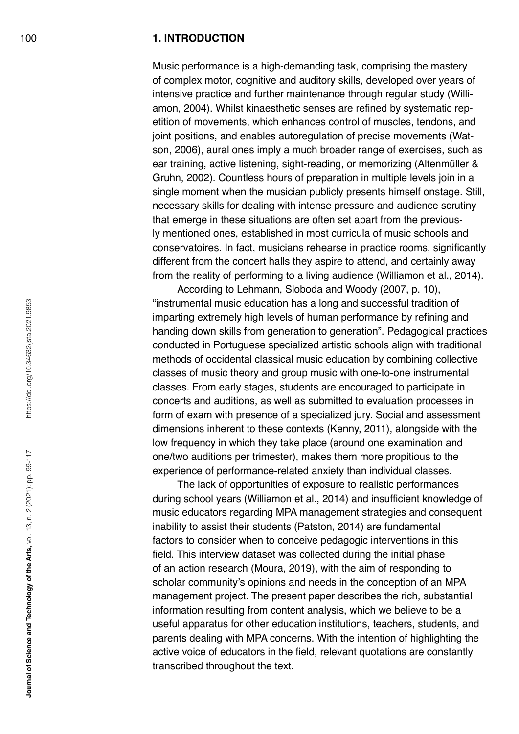## 1. INTRODUCTION

Music performance is a high-demanding task, comprising the mastery of complex motor, cognitive and auditory skills, developed over years of intensive practice and further maintenance through regular study (Williamon, 2004). Whilst kinaesthetic senses are refined by systematic repetition of movements, which enhances control of muscles, tendons, and joint positions, and enables autoregulation of precise movements (Watson, 2006), aural ones imply a much broader range of exercises, such as ear training, active listening, sight-reading, or memorizing (Altenmüller & Gruhn, 2002). Countless hours of preparation in multiple levels join in a single moment when the musician publicly presents himself onstage. Still, necessary skills for dealing with intense pressure and audience scrutiny that emerge in these situations are often set apart from the previously mentioned ones, established in most curricula of music schools and conservatoires. In fact, musicians rehearse in practice rooms, significantly different from the concert halls they aspire to attend, and certainly away from the reality of performing to a living audience (Williamon et al., 2014).

According to Lehmann, Sloboda and Woody (2007, p. 10), "instrumental music education has a long and successful tradition of imparting extremely high levels of human performance by refining and handing down skills from generation to generation". Pedagogical practices conducted in Portuguese specialized artistic schools align with traditional methods of occidental classical music education by combining collective classes of music theory and group music with one-to-one instrumental classes. From early stages, students are encouraged to participate in concerts and auditions, as well as submitted to evaluation processes in form of exam with presence of a specialized jury. Social and assessment dimensions inherent to these contexts (Kenny, 2011), alongside with the low frequency in which they take place (around one examination and one/two auditions per trimester), makes them more propitious to the experience of performance-related anxiety than individual classes.

The lack of opportunities of exposure to realistic performances during school years (Williamon et al., 2014) and insufficient knowledge of music educators regarding MPA management strategies and consequent inability to assist their students (Patston, 2014) are fundamental factors to consider when to conceive pedagogic interventions in this field. This interview dataset was collected during the initial phase of an action research (Moura, 2019), with the aim of responding to scholar community's opinions and needs in the conception of an MPA management project. The present paper describes the rich, substantial information resulting from content analysis, which we believe to be a useful apparatus for other education institutions, teachers, students, and parents dealing with MPA concerns. With the intention of highlighting the active voice of educators in the field, relevant quotations are constantly transcribed throughout the text.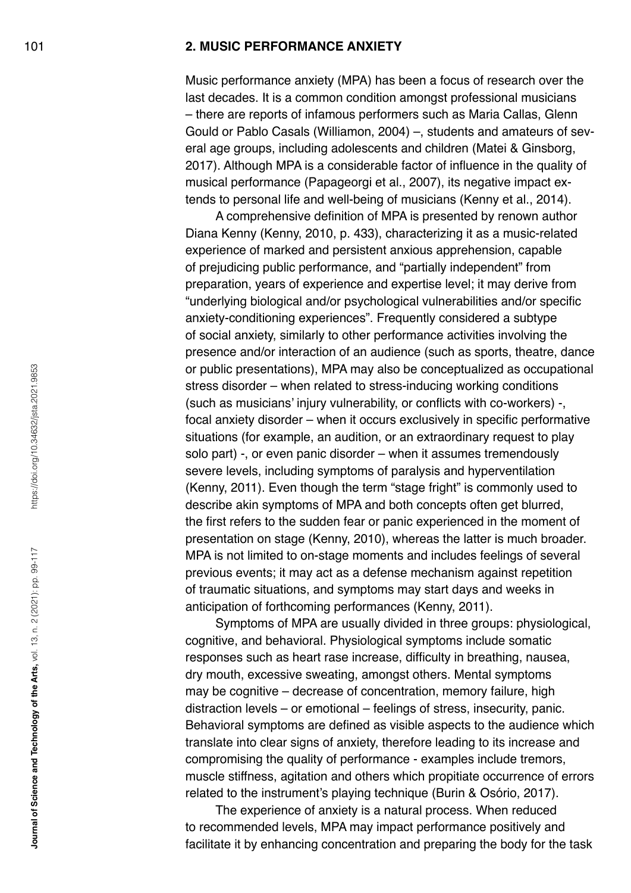## 2. MUSIC PERFORMANCE ANXIETY

Music performance anxiety (MPA) has been a focus of research over the last decades. It is a common condition amongst professional musicians – there are reports of infamous performers such as Maria Callas, Glenn Gould or Pablo Casals (Williamon, 2004) –, students and amateurs of several age groups, including adolescents and children (Matei & Ginsborg, 2017). Although MPA is a considerable factor of influence in the quality of musical performance (Papageorgi et al., 2007), its negative impact extends to personal life and well-being of musicians (Kenny et al., 2014).

A comprehensive definition of MPA is presented by renown author Diana Kenny (Kenny, 2010, p. 433), characterizing it as a music-related experience of marked and persistent anxious apprehension, capable of prejudicing public performance, and "partially independent" from preparation, years of experience and expertise level; it may derive from "underlying biological and/or psychological vulnerabilities and/or specific anxiety-conditioning experiences". Frequently considered a subtype of social anxiety, similarly to other performance activities involving the presence and/or interaction of an audience (such as sports, theatre, dance or public presentations), MPA may also be conceptualized as occupational stress disorder – when related to stress-inducing working conditions (such as musicians' injury vulnerability, or conflicts with co-workers) -, focal anxiety disorder – when it occurs exclusively in specific performative situations (for example, an audition, or an extraordinary request to play solo part) -, or even panic disorder – when it assumes tremendously severe levels, including symptoms of paralysis and hyperventilation (Kenny, 2011). Even though the term "stage fright" is commonly used to describe akin symptoms of MPA and both concepts often get blurred, the first refers to the sudden fear or panic experienced in the moment of presentation on stage (Kenny, 2010), whereas the latter is much broader. MPA is not limited to on-stage moments and includes feelings of several previous events; it may act as a defense mechanism against repetition of traumatic situations, and symptoms may start days and weeks in anticipation of forthcoming performances (Kenny, 2011).

Symptoms of MPA are usually divided in three groups: physiological, cognitive, and behavioral. Physiological symptoms include somatic responses such as heart rase increase, difficulty in breathing, nausea, dry mouth, excessive sweating, amongst others. Mental symptoms may be cognitive – decrease of concentration, memory failure, high distraction levels – or emotional – feelings of stress, insecurity, panic. Behavioral symptoms are defined as visible aspects to the audience which translate into clear signs of anxiety, therefore leading to its increase and compromising the quality of performance - examples include tremors, muscle stiffness, agitation and others which propitiate occurrence of errors related to the instrument's playing technique (Burin & Osório, 2017).

The experience of anxiety is a natural process. When reduced to recommended levels, MPA may impact performance positively and facilitate it by enhancing concentration and preparing the body for the task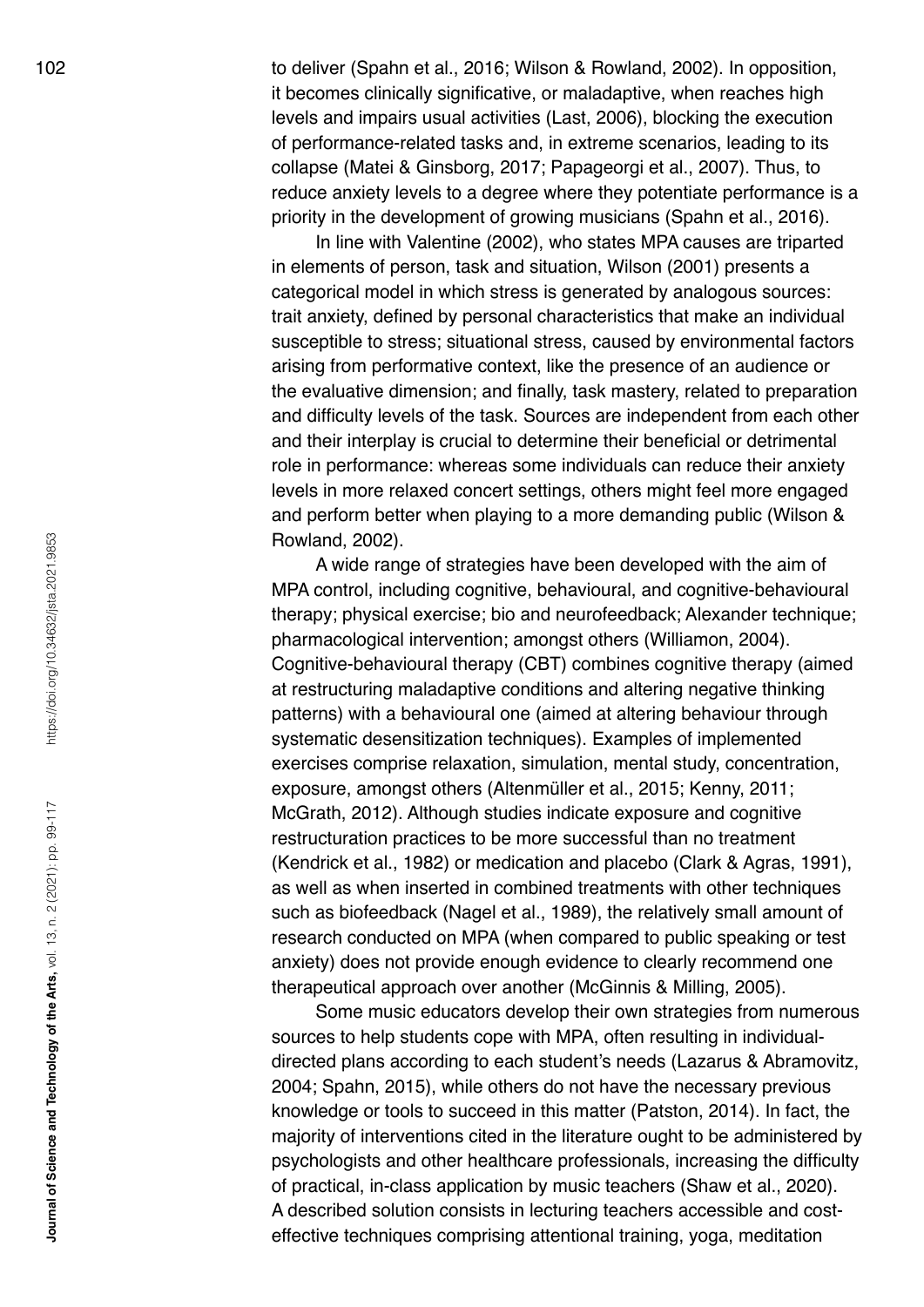to deliver (Spahn et al., 2016; Wilson & Rowland, 2002). In opposition, it becomes clinically significative, or maladaptive, when reaches high levels and impairs usual activities (Last, 2006), blocking the execution of performance-related tasks and, in extreme scenarios, leading to its collapse (Matei & Ginsborg, 2017; Papageorgi et al., 2007). Thus, to reduce anxiety levels to a degree where they potentiate performance is a priority in the development of growing musicians (Spahn et al., 2016).

In line with Valentine (2002), who states MPA causes are triparted in elements of person, task and situation, Wilson (2001) presents a categorical model in which stress is generated by analogous sources: trait anxiety, defined by personal characteristics that make an individual susceptible to stress; situational stress, caused by environmental factors arising from performative context, like the presence of an audience or the evaluative dimension; and finally, task mastery, related to preparation and difficulty levels of the task. Sources are independent from each other and their interplay is crucial to determine their beneficial or detrimental role in performance: whereas some individuals can reduce their anxiety levels in more relaxed concert settings, others might feel more engaged and perform better when playing to a more demanding public (Wilson & Rowland, 2002).

A wide range of strategies have been developed with the aim of MPA control, including cognitive, behavioural, and cognitive-behavioural therapy; physical exercise; bio and neurofeedback; Alexander technique; pharmacological intervention; amongst others (Williamon, 2004). Cognitive-behavioural therapy (CBT) combines cognitive therapy (aimed at restructuring maladaptive conditions and altering negative thinking patterns) with a behavioural one (aimed at altering behaviour through systematic desensitization techniques). Examples of implemented exercises comprise relaxation, simulation, mental study, concentration, exposure, amongst others (Altenmüller et al., 2015; Kenny, 2011; McGrath, 2012). Although studies indicate exposure and cognitive restructuration practices to be more successful than no treatment (Kendrick et al., 1982) or medication and placebo (Clark & Agras, 1991), as well as when inserted in combined treatments with other techniques such as biofeedback (Nagel et al., 1989), the relatively small amount of research conducted on MPA (when compared to public speaking or test anxiety) does not provide enough evidence to clearly recommend one therapeutical approach over another (McGinnis & Milling, 2005).

Some music educators develop their own strategies from numerous sources to help students cope with MPA, often resulting in individual-directed plans according to each student's needs (Lazarus & Abramovitz, 2004; Spahn, 2015), while others do not have the necessary previous knowledge or tools to succeed in this matter (Patston, 2014). In fact, the majority of interventions cited in the literature ought to be administered by psychologists and other healthcare professionals, increasing the difficulty of practical, in-class application by music teachers (Shaw et al., 2020). A described solution consists in lecturing teachers accessible and cost-effective techniques comprising attentional training, yoga, meditation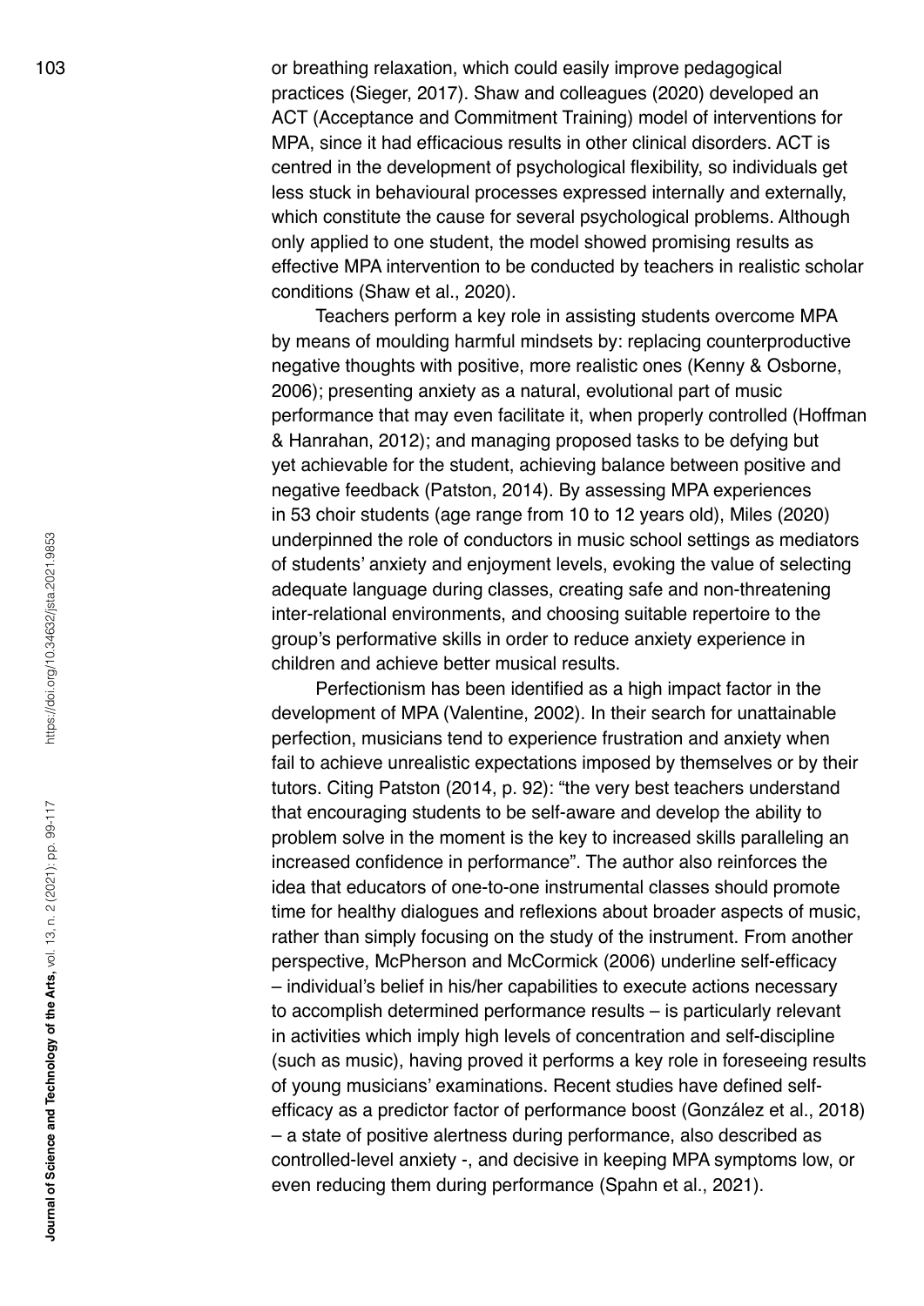or breathing relaxation, which could easily improve pedagogical practices (Sieger, 2017). Shaw and colleagues (2020) developed an ACT (Acceptance and Commitment Training) model of interventions for MPA, since it had efficacious results in other clinical disorders. ACT is centred in the development of psychological flexibility, so individuals get less stuck in behavioural processes expressed internally and externally, which constitute the cause for several psychological problems. Although only applied to one student, the model showed promising results as effective MPA intervention to be conducted by teachers in realistic scholar conditions (Shaw et al., 2020).

Teachers perform a key role in assisting students overcome MPA by means of moulding harmful mindsets by: replacing counterproductive negative thoughts with positive, more realistic ones (Kenny & Osborne, 2006); presenting anxiety as a natural, evolutional part of music performance that may even facilitate it, when properly controlled (Hoffman & Hanrahan, 2012); and managing proposed tasks to be defying but yet achievable for the student, achieving balance between positive and negative feedback (Patston, 2014). By assessing MPA experiences in 53 choir students (age range from 10 to 12 years old), Miles (2020) underpinned the role of conductors in music school settings as mediators of students' anxiety and enjoyment levels, evoking the value of selecting adequate language during classes, creating safe and non-threatening inter-relational environments, and choosing suitable repertoire to the group's performative skills in order to reduce anxiety experience in children and achieve better musical results.

Perfectionism has been identified as a high impact factor in the development of MPA (Valentine, 2002). In their search for unattainable perfection, musicians tend to experience frustration and anxiety when fail to achieve unrealistic expectations imposed by themselves or by their tutors. Citing Patston (2014, p. 92): "the very best teachers understand that encouraging students to be self-aware and develop the ability to problem solve in the moment is the key to increased skills paralleling an increased confidence in performance". The author also reinforces the idea that educators of one-to-one instrumental classes should promote time for healthy dialogues and reflexions about broader aspects of music, rather than simply focusing on the study of the instrument. From another perspective, McPherson and McCormick (2006) underline self-efficacy – individual's belief in his/her capabilities to execute actions necessary to accomplish determined performance results – is particularly relevant in activities which imply high levels of concentration and self-discipline (such as music), having proved it performs a key role in foreseeing results of young musicians' examinations. Recent studies have defined self-efficacy as a predictor factor of performance boost (González et al., 2018) – a state of positive alertness during performance, also described as controlled-level anxiety -, and decisive in keeping MPA symptoms low, or even reducing them during performance (Spahn et al., 2021).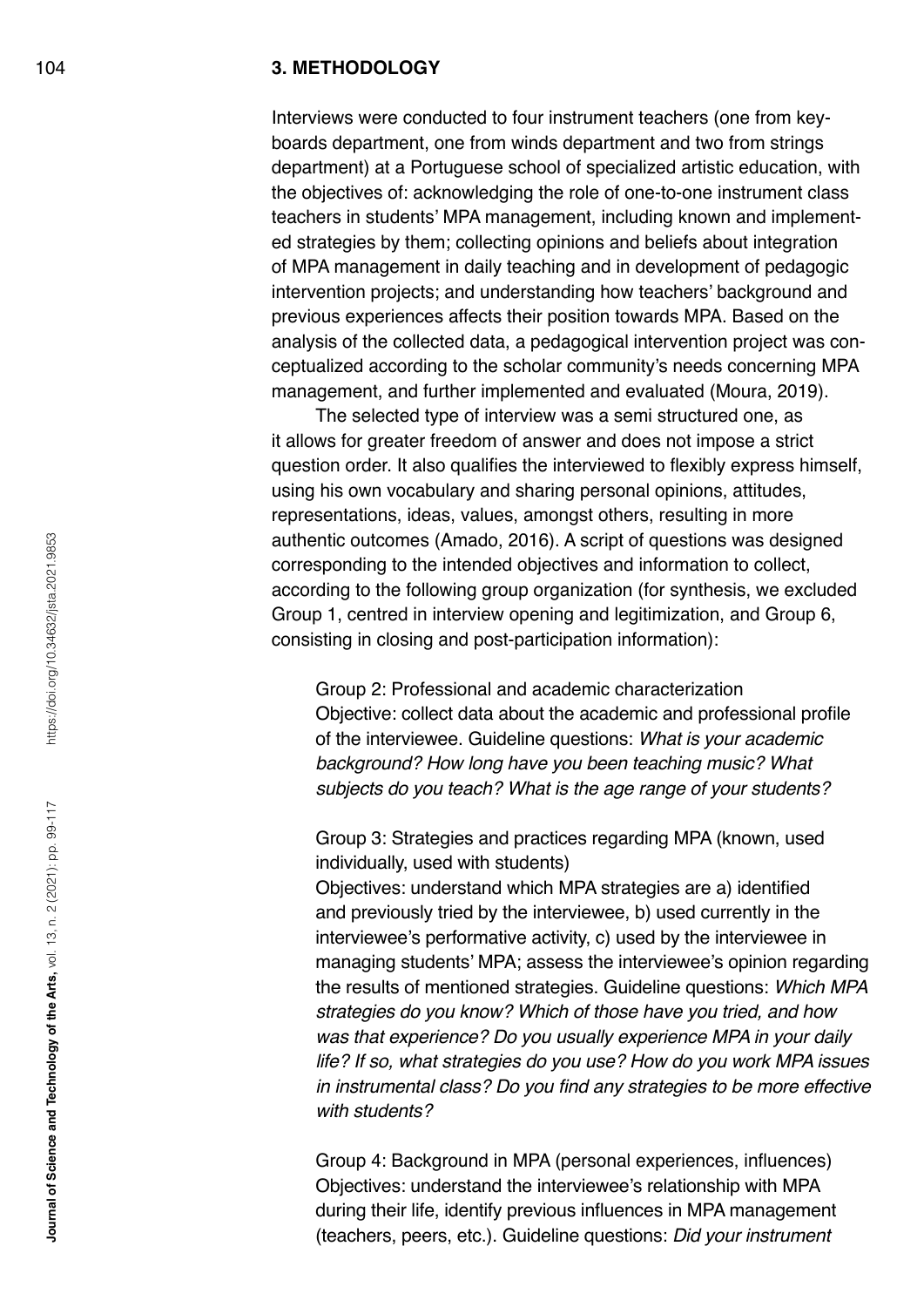## 3. METHODOLOGY

Interviews were conducted to four instrument teachers (one from keyboards department, one from winds department and two from strings department) at a Portuguese school of specialized artistic education, with the objectives of: acknowledging the role of one-to-one instrument class teachers in students' MPA management, including known and implemented strategies by them; collecting opinions and beliefs about integration of MPA management in daily teaching and in development of pedagogic intervention projects; and understanding how teachers' background and previous experiences affects their position towards MPA. Based on the analysis of the collected data, a pedagogical intervention project was conceptualized according to the scholar community's needs concerning MPA management, and further implemented and evaluated (Moura, 2019).

The selected type of interview was a semi structured one, as it allows for greater freedom of answer and does not impose a strict question order. It also qualifies the interviewed to flexibly express himself, using his own vocabulary and sharing personal opinions, attitudes, representations, ideas, values, amongst others, resulting in more authentic outcomes (Amado, 2016). A script of questions was designed corresponding to the intended objectives and information to collect, according to the following group organization (for synthesis, we excluded Group 1, centred in interview opening and legitimization, and Group 6, consisting in closing and post-participation information):

Group 2: Professional and academic characterization
Objective: collect data about the academic and professional profile of the interviewee. Guideline questions: *What is your academic background? How long have you been teaching music? What subjects do you teach? What is the age range of your students?*

Group 3: Strategies and practices regarding MPA (known, used individually, used with students)
Objectives: understand which MPA strategies are a) identified and previously tried by the interviewee, b) used currently in the interviewee's performative activity, c) used by the interviewee in managing students' MPA; assess the interviewee's opinion regarding the results of mentioned strategies. Guideline questions: *Which MPA strategies do you know? Which of those have you tried, and how was that experience? Do you usually experience MPA in your daily life? If so, what strategies do you use? How do you work MPA issues in instrumental class? Do you find any strategies to be more effective with students?*

Group 4: Background in MPA (personal experiences, influences)
Objectives: understand the interviewee's relationship with MPA during their life, identify previous influences in MPA management (teachers, peers, etc.). Guideline questions: *Did your instrument*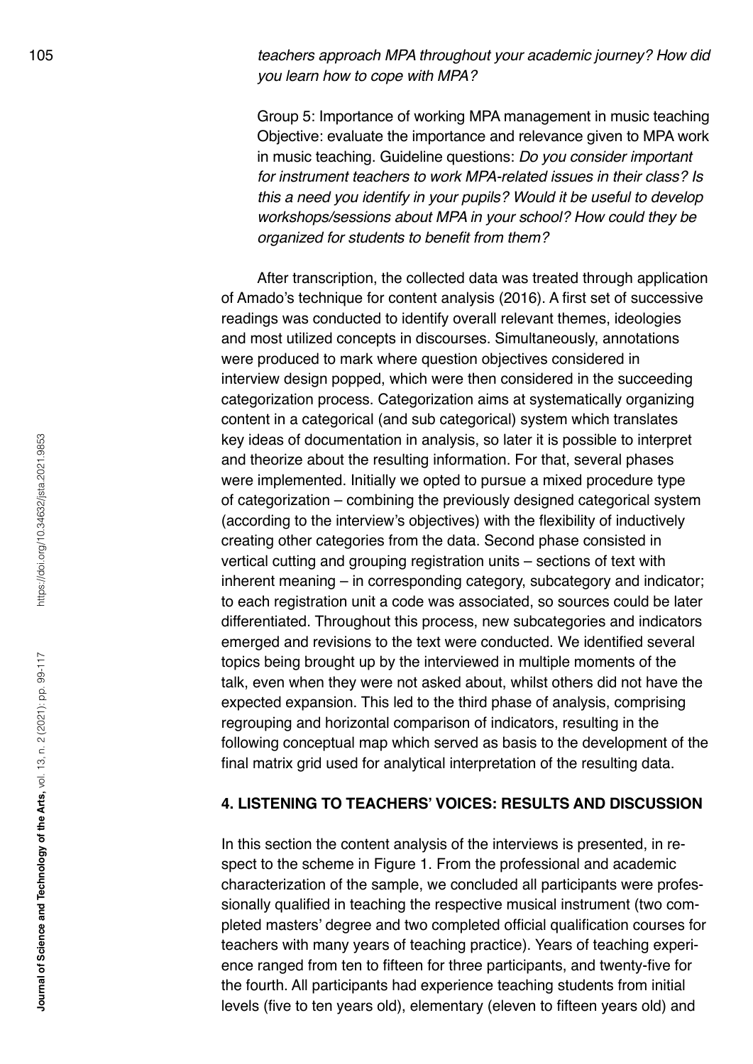*teachers approach MPA throughout your academic journey? How did you learn how to cope with MPA?*

Group 5: Importance of working MPA management in music teaching Objective: evaluate the importance and relevance given to MPA work in music teaching. Guideline questions: *Do you consider important for instrument teachers to work MPA-related issues in their class? Is this a need you identify in your pupils? Would it be useful to develop workshops/sessions about MPA in your school? How could they be organized for students to benefit from them?*

After transcription, the collected data was treated through application of Amado's technique for content analysis (2016). A first set of successive readings was conducted to identify overall relevant themes, ideologies and most utilized concepts in discourses. Simultaneously, annotations were produced to mark where question objectives considered in interview design popped, which were then considered in the succeeding categorization process. Categorization aims at systematically organizing content in a categorical (and sub categorical) system which translates key ideas of documentation in analysis, so later it is possible to interpret and theorize about the resulting information. For that, several phases were implemented. Initially we opted to pursue a mixed procedure type of categorization – combining the previously designed categorical system (according to the interview's objectives) with the flexibility of inductively creating other categories from the data. Second phase consisted in vertical cutting and grouping registration units – sections of text with inherent meaning – in corresponding category, subcategory and indicator; to each registration unit a code was associated, so sources could be later differentiated. Throughout this process, new subcategories and indicators emerged and revisions to the text were conducted. We identified several topics being brought up by the interviewed in multiple moments of the talk, even when they were not asked about, whilst others did not have the expected expansion. This led to the third phase of analysis, comprising regrouping and horizontal comparison of indicators, resulting in the following conceptual map which served as basis to the development of the final matrix grid used for analytical interpretation of the resulting data.

## 4. LISTENING TO TEACHERS' VOICES: RESULTS AND DISCUSSION

In this section the content analysis of the interviews is presented, in respect to the scheme in Figure 1. From the professional and academic characterization of the sample, we concluded all participants were professionally qualified in teaching the respective musical instrument (two completed masters' degree and two completed official qualification courses for teachers with many years of teaching practice). Years of teaching experience ranged from ten to fifteen for three participants, and twenty-five for the fourth. All participants had experience teaching students from initial levels (five to ten years old), elementary (eleven to fifteen years old) and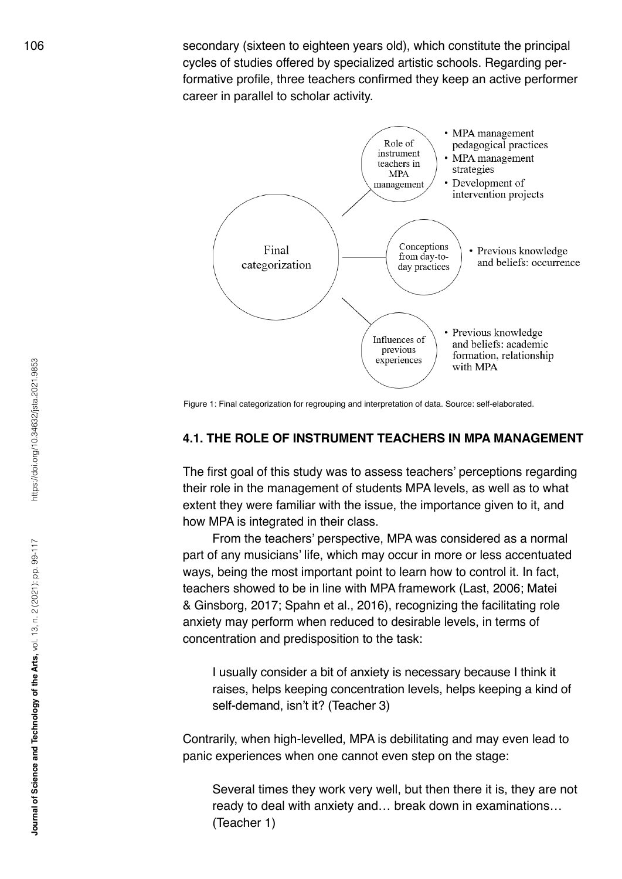secondary (sixteen to eighteen years old), which constitute the principal cycles of studies offered by specialized artistic schools. Regarding performative profile, three teachers confirmed they keep an active performer career in parallel to scholar activity.

Final categorization

- Role of instrument teachers in MPA management
  - MPA management pedagogical practices
  - MPA management strategies
  - Development of intervention projects
- Conceptions from day-to-day practices
  - Previous knowledge and beliefs: occurrence
- Influences of previous experiences
  - Previous knowledge and beliefs: academic formation, relationship with MPA

Figure 1: Final categorization for regrouping and interpretation of data. Source: self-elaborated.

## 4.1. THE ROLE OF INSTRUMENT TEACHERS IN MPA MANAGEMENT

The first goal of this study was to assess teachers' perceptions regarding their role in the management of students MPA levels, as well as to what extent they were familiar with the issue, the importance given to it, and how MPA is integrated in their class.

From the teachers' perspective, MPA was considered as a normal part of any musicians' life, which may occur in more or less accentuated ways, being the most important point to learn how to control it. In fact, teachers showed to be in line with MPA framework (Last, 2006; Matei & Ginsborg, 2017; Spahn et al., 2016), recognizing the facilitating role anxiety may perform when reduced to desirable levels, in terms of concentration and predisposition to the task:

> I usually consider a bit of anxiety is necessary because I think it raises, helps keeping concentration levels, helps keeping a kind of self-demand, isn't it? (Teacher 3)

Contrarily, when high-levelled, MPA is debilitating and may even lead to panic experiences when one cannot even step on the stage:

> Several times they work very well, but then there it is, they are not ready to deal with anxiety and… break down in examinations… (Teacher 1)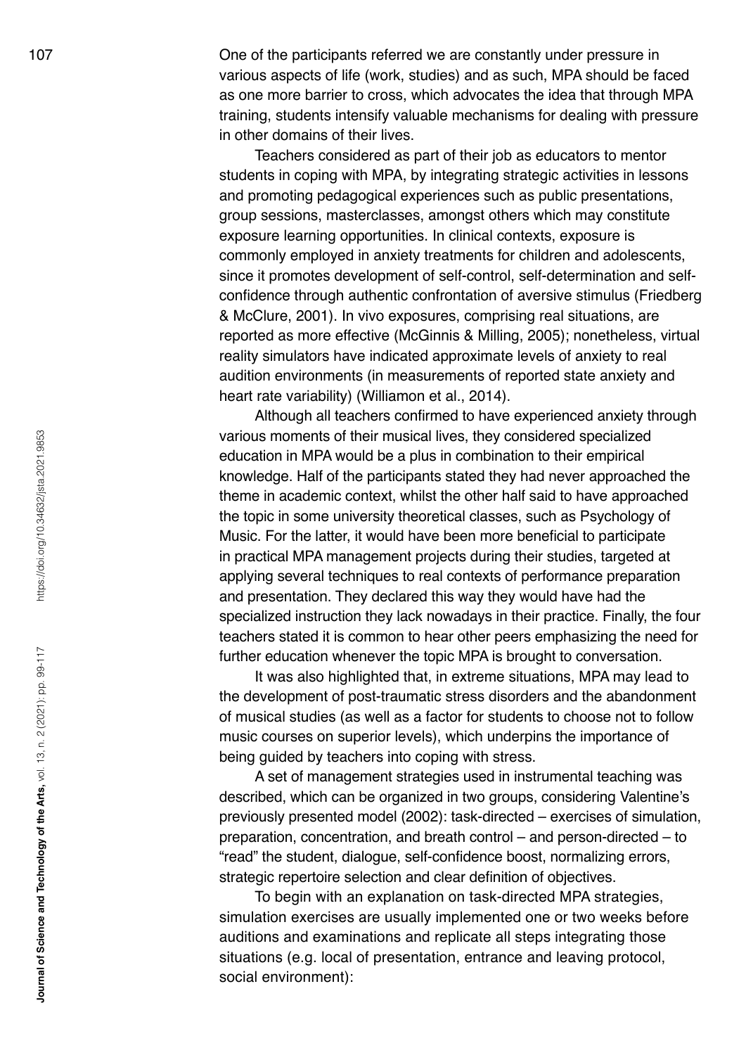One of the participants referred we are constantly under pressure in various aspects of life (work, studies) and as such, MPA should be faced as one more barrier to cross, which advocates the idea that through MPA training, students intensify valuable mechanisms for dealing with pressure in other domains of their lives.

Teachers considered as part of their job as educators to mentor students in coping with MPA, by integrating strategic activities in lessons and promoting pedagogical experiences such as public presentations, group sessions, masterclasses, amongst others which may constitute exposure learning opportunities. In clinical contexts, exposure is commonly employed in anxiety treatments for children and adolescents, since it promotes development of self-control, self-determination and self-confidence through authentic confrontation of aversive stimulus (Friedberg & McClure, 2001). In vivo exposures, comprising real situations, are reported as more effective (McGinnis & Milling, 2005); nonetheless, virtual reality simulators have indicated approximate levels of anxiety to real audition environments (in measurements of reported state anxiety and heart rate variability) (Williamon et al., 2014).

Although all teachers confirmed to have experienced anxiety through various moments of their musical lives, they considered specialized education in MPA would be a plus in combination to their empirical knowledge. Half of the participants stated they had never approached the theme in academic context, whilst the other half said to have approached the topic in some university theoretical classes, such as Psychology of Music. For the latter, it would have been more beneficial to participate in practical MPA management projects during their studies, targeted at applying several techniques to real contexts of performance preparation and presentation. They declared this way they would have had the specialized instruction they lack nowadays in their practice. Finally, the four teachers stated it is common to hear other peers emphasizing the need for further education whenever the topic MPA is brought to conversation.

It was also highlighted that, in extreme situations, MPA may lead to the development of post-traumatic stress disorders and the abandonment of musical studies (as well as a factor for students to choose not to follow music courses on superior levels), which underpins the importance of being guided by teachers into coping with stress.

A set of management strategies used in instrumental teaching was described, which can be organized in two groups, considering Valentine's previously presented model (2002): task-directed – exercises of simulation, preparation, concentration, and breath control – and person-directed – to "read" the student, dialogue, self-confidence boost, normalizing errors, strategic repertoire selection and clear definition of objectives.

To begin with an explanation on task-directed MPA strategies, simulation exercises are usually implemented one or two weeks before auditions and examinations and replicate all steps integrating those situations (e.g. local of presentation, entrance and leaving protocol, social environment):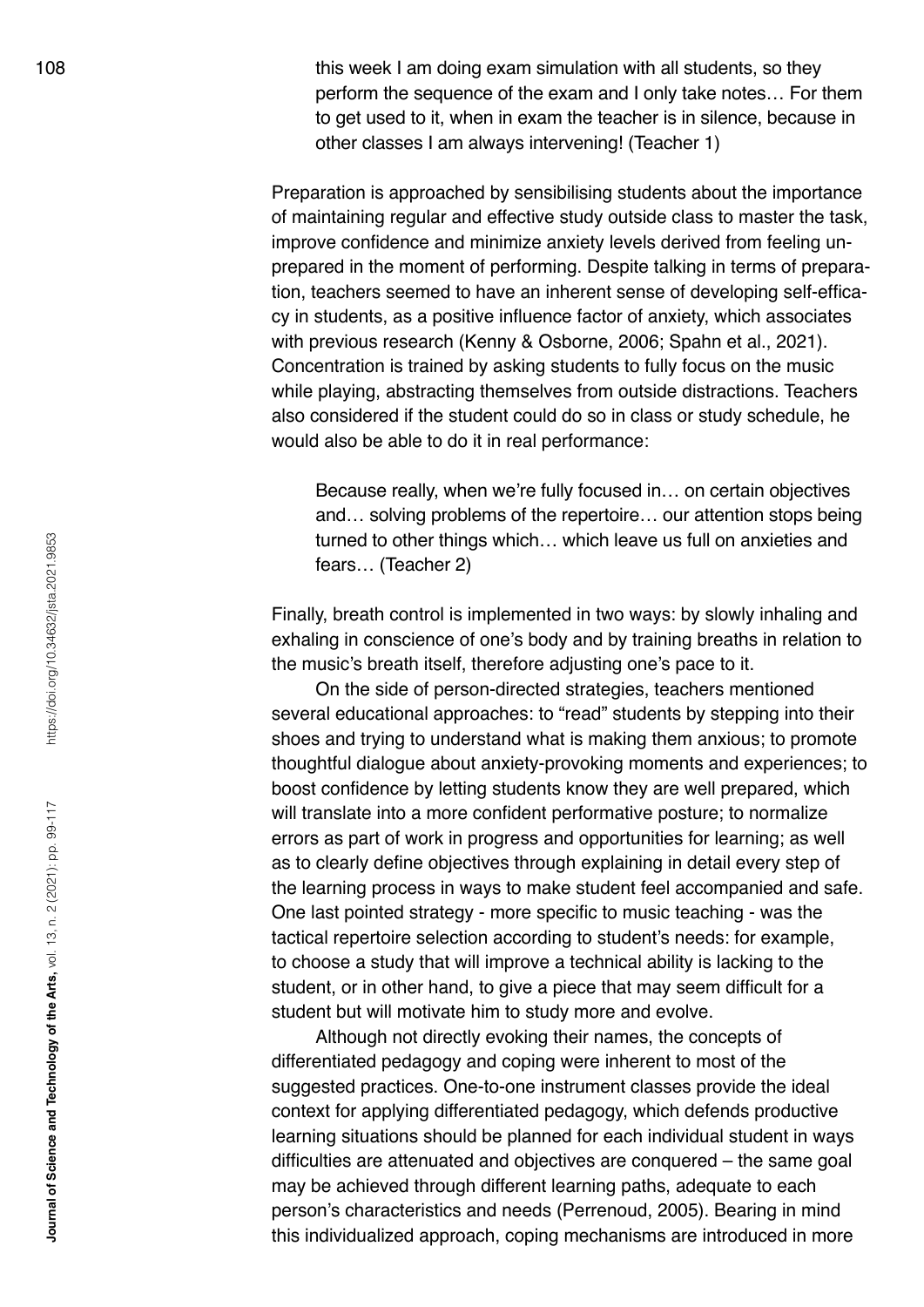> this week I am doing exam simulation with all students, so they perform the sequence of the exam and I only take notes… For them to get used to it, when in exam the teacher is in silence, because in other classes I am always intervening! (Teacher 1)

Preparation is approached by sensibilising students about the importance of maintaining regular and effective study outside class to master the task, improve confidence and minimize anxiety levels derived from feeling unprepared in the moment of performing. Despite talking in terms of preparation, teachers seemed to have an inherent sense of developing self-efficacy in students, as a positive influence factor of anxiety, which associates with previous research (Kenny & Osborne, 2006; Spahn et al., 2021). Concentration is trained by asking students to fully focus on the music while playing, abstracting themselves from outside distractions. Teachers also considered if the student could do so in class or study schedule, he would also be able to do it in real performance:

> Because really, when we're fully focused in… on certain objectives and… solving problems of the repertoire… our attention stops being turned to other things which… which leave us full on anxieties and fears… (Teacher 2)

Finally, breath control is implemented in two ways: by slowly inhaling and exhaling in conscience of one's body and by training breaths in relation to the music's breath itself, therefore adjusting one's pace to it.

On the side of person-directed strategies, teachers mentioned several educational approaches: to "read" students by stepping into their shoes and trying to understand what is making them anxious; to promote thoughtful dialogue about anxiety-provoking moments and experiences; to boost confidence by letting students know they are well prepared, which will translate into a more confident performative posture; to normalize errors as part of work in progress and opportunities for learning; as well as to clearly define objectives through explaining in detail every step of the learning process in ways to make student feel accompanied and safe. One last pointed strategy - more specific to music teaching - was the tactical repertoire selection according to student's needs: for example, to choose a study that will improve a technical ability is lacking to the student, or in other hand, to give a piece that may seem difficult for a student but will motivate him to study more and evolve.

Although not directly evoking their names, the concepts of differentiated pedagogy and coping were inherent to most of the suggested practices. One-to-one instrument classes provide the ideal context for applying differentiated pedagogy, which defends productive learning situations should be planned for each individual student in ways difficulties are attenuated and objectives are conquered – the same goal may be achieved through different learning paths, adequate to each person's characteristics and needs (Perrenoud, 2005). Bearing in mind this individualized approach, coping mechanisms are introduced in more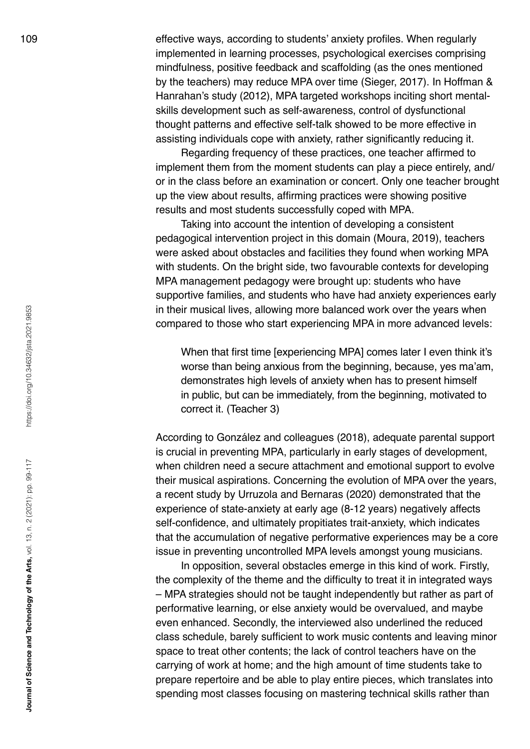effective ways, according to students' anxiety profiles. When regularly implemented in learning processes, psychological exercises comprising mindfulness, positive feedback and scaffolding (as the ones mentioned by the teachers) may reduce MPA over time (Sieger, 2017). In Hoffman & Hanrahan's study (2012), MPA targeted workshops inciting short mental-skills development such as self-awareness, control of dysfunctional thought patterns and effective self-talk showed to be more effective in assisting individuals cope with anxiety, rather significantly reducing it.

Regarding frequency of these practices, one teacher affirmed to implement them from the moment students can play a piece entirely, and/or in the class before an examination or concert. Only one teacher brought up the view about results, affirming practices were showing positive results and most students successfully coped with MPA.

Taking into account the intention of developing a consistent pedagogical intervention project in this domain (Moura, 2019), teachers were asked about obstacles and facilities they found when working MPA with students. On the bright side, two favourable contexts for developing MPA management pedagogy were brought up: students who have supportive families, and students who have had anxiety experiences early in their musical lives, allowing more balanced work over the years when compared to those who start experiencing MPA in more advanced levels:

> When that first time [experiencing MPA] comes later I even think it's worse than being anxious from the beginning, because, yes ma'am, demonstrates high levels of anxiety when has to present himself in public, but can be immediately, from the beginning, motivated to correct it. (Teacher 3)

According to González and colleagues (2018), adequate parental support is crucial in preventing MPA, particularly in early stages of development, when children need a secure attachment and emotional support to evolve their musical aspirations. Concerning the evolution of MPA over the years, a recent study by Urruzola and Bernaras (2020) demonstrated that the experience of state-anxiety at early age (8-12 years) negatively affects self-confidence, and ultimately propitiates trait-anxiety, which indicates that the accumulation of negative performative experiences may be a core issue in preventing uncontrolled MPA levels amongst young musicians.

In opposition, several obstacles emerge in this kind of work. Firstly, the complexity of the theme and the difficulty to treat it in integrated ways – MPA strategies should not be taught independently but rather as part of performative learning, or else anxiety would be overvalued, and maybe even enhanced. Secondly, the interviewed also underlined the reduced class schedule, barely sufficient to work music contents and leaving minor space to treat other contents; the lack of control teachers have on the carrying of work at home; and the high amount of time students take to prepare repertoire and be able to play entire pieces, which translates into spending most classes focusing on mastering technical skills rather than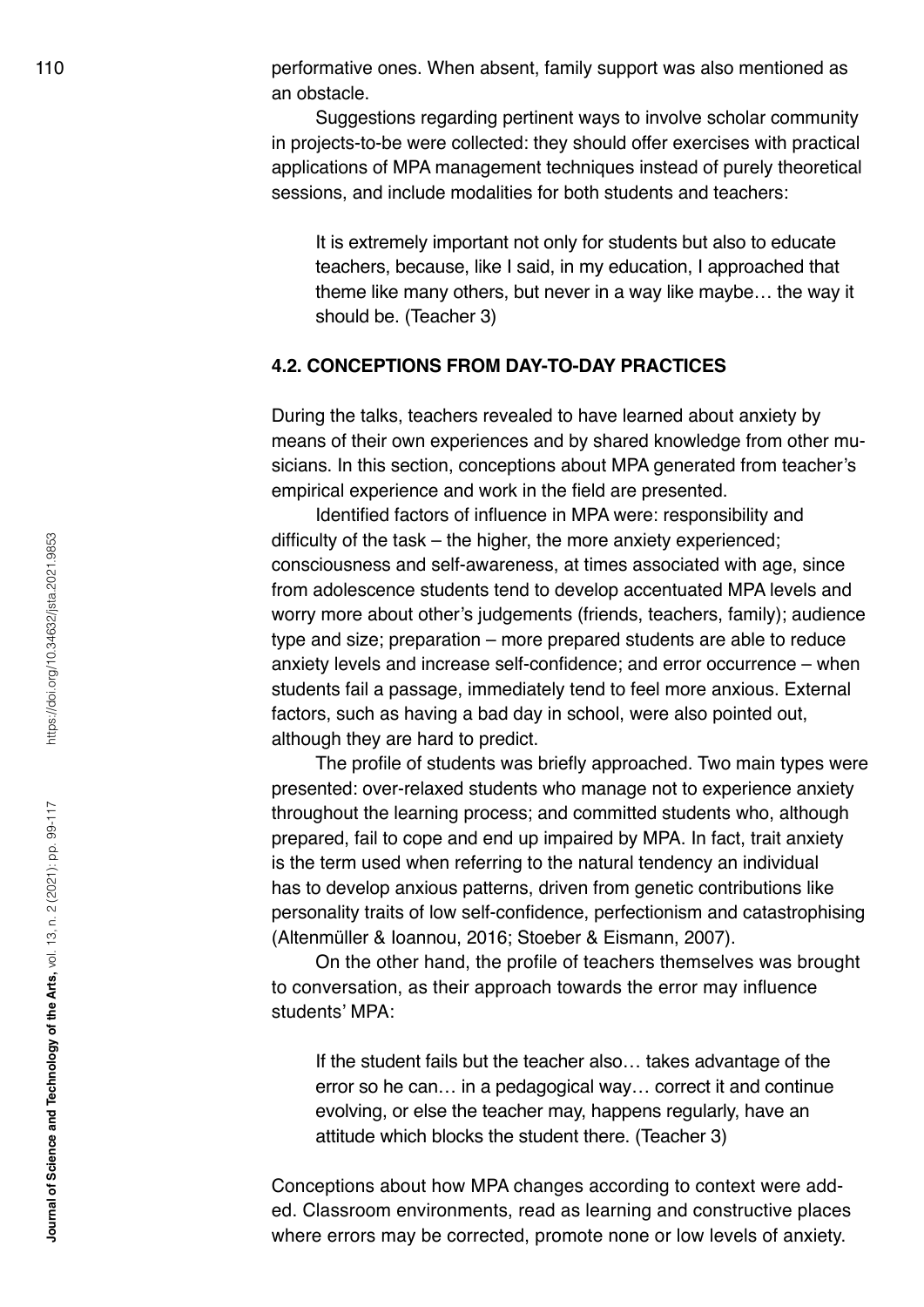performative ones. When absent, family support was also mentioned as an obstacle.

Suggestions regarding pertinent ways to involve scholar community in projects-to-be were collected: they should offer exercises with practical applications of MPA management techniques instead of purely theoretical sessions, and include modalities for both students and teachers:

> It is extremely important not only for students but also to educate teachers, because, like I said, in my education, I approached that theme like many others, but never in a way like maybe… the way it should be. (Teacher 3)

### 4.2. CONCEPTIONS FROM DAY-TO-DAY PRACTICES

During the talks, teachers revealed to have learned about anxiety by means of their own experiences and by shared knowledge from other musicians. In this section, conceptions about MPA generated from teacher's empirical experience and work in the field are presented.

Identified factors of influence in MPA were: responsibility and difficulty of the task – the higher, the more anxiety experienced; consciousness and self-awareness, at times associated with age, since from adolescence students tend to develop accentuated MPA levels and worry more about other's judgements (friends, teachers, family); audience type and size; preparation – more prepared students are able to reduce anxiety levels and increase self-confidence; and error occurrence – when students fail a passage, immediately tend to feel more anxious. External factors, such as having a bad day in school, were also pointed out, although they are hard to predict.

The profile of students was briefly approached. Two main types were presented: over-relaxed students who manage not to experience anxiety throughout the learning process; and committed students who, although prepared, fail to cope and end up impaired by MPA. In fact, trait anxiety is the term used when referring to the natural tendency an individual has to develop anxious patterns, driven from genetic contributions like personality traits of low self-confidence, perfectionism and catastrophising (Altenmüller & Ioannou, 2016; Stoeber & Eismann, 2007).

On the other hand, the profile of teachers themselves was brought to conversation, as their approach towards the error may influence students' MPA:

> If the student fails but the teacher also… takes advantage of the error so he can… in a pedagogical way… correct it and continue evolving, or else the teacher may, happens regularly, have an attitude which blocks the student there. (Teacher 3)

Conceptions about how MPA changes according to context were added. Classroom environments, read as learning and constructive places where errors may be corrected, promote none or low levels of anxiety.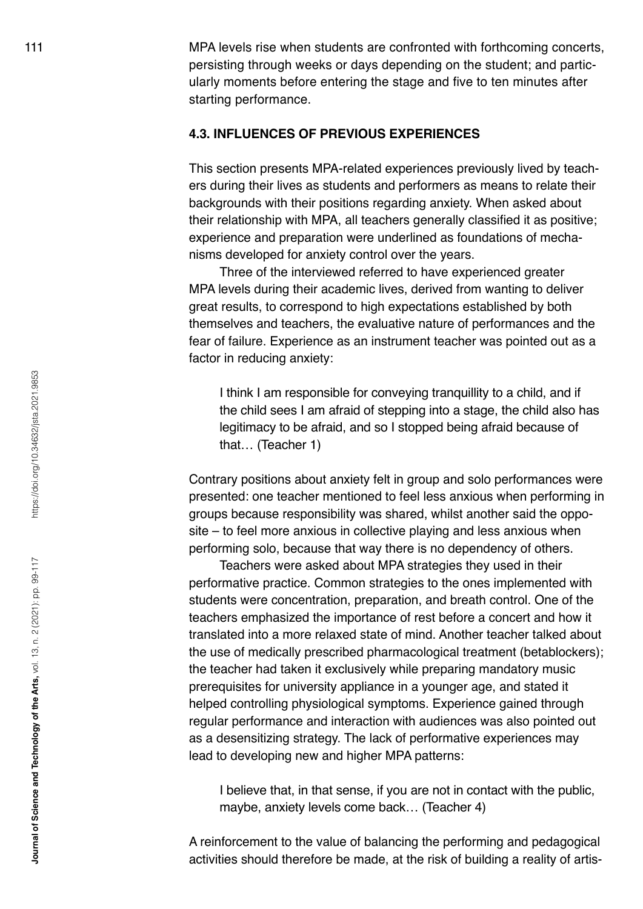MPA levels rise when students are confronted with forthcoming concerts, persisting through weeks or days depending on the student; and particularly moments before entering the stage and five to ten minutes after starting performance.

### 4.3. INFLUENCES OF PREVIOUS EXPERIENCES

This section presents MPA-related experiences previously lived by teachers during their lives as students and performers as means to relate their backgrounds with their positions regarding anxiety. When asked about their relationship with MPA, all teachers generally classified it as positive; experience and preparation were underlined as foundations of mechanisms developed for anxiety control over the years.

Three of the interviewed referred to have experienced greater MPA levels during their academic lives, derived from wanting to deliver great results, to correspond to high expectations established by both themselves and teachers, the evaluative nature of performances and the fear of failure. Experience as an instrument teacher was pointed out as a factor in reducing anxiety:

> I think I am responsible for conveying tranquillity to a child, and if the child sees I am afraid of stepping into a stage, the child also has legitimacy to be afraid, and so I stopped being afraid because of that… (Teacher 1)

Contrary positions about anxiety felt in group and solo performances were presented: one teacher mentioned to feel less anxious when performing in groups because responsibility was shared, whilst another said the opposite – to feel more anxious in collective playing and less anxious when performing solo, because that way there is no dependency of others.

Teachers were asked about MPA strategies they used in their performative practice. Common strategies to the ones implemented with students were concentration, preparation, and breath control. One of the teachers emphasized the importance of rest before a concert and how it translated into a more relaxed state of mind. Another teacher talked about the use of medically prescribed pharmacological treatment (betablockers); the teacher had taken it exclusively while preparing mandatory music prerequisites for university appliance in a younger age, and stated it helped controlling physiological symptoms. Experience gained through regular performance and interaction with audiences was also pointed out as a desensitizing strategy. The lack of performative experiences may lead to developing new and higher MPA patterns:

> I believe that, in that sense, if you are not in contact with the public, maybe, anxiety levels come back… (Teacher 4)

A reinforcement to the value of balancing the performing and pedagogical activities should therefore be made, at the risk of building a reality of artis-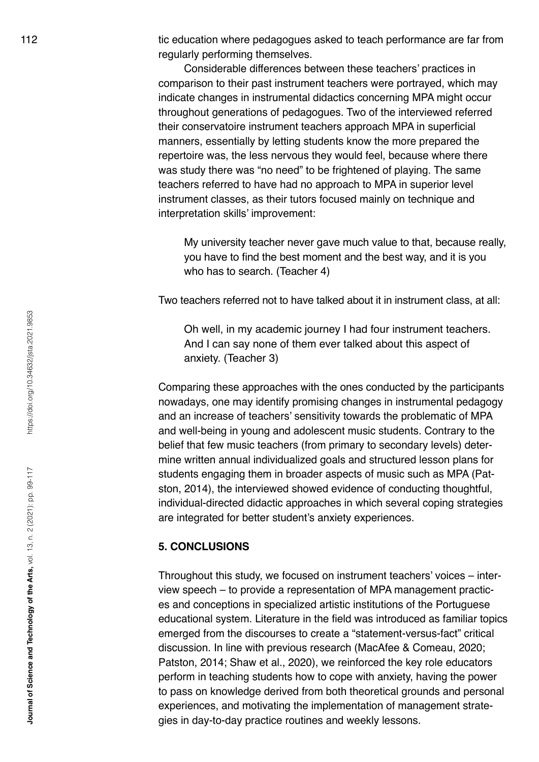tic education where pedagogues asked to teach performance are far from regularly performing themselves.

Considerable differences between these teachers' practices in comparison to their past instrument teachers were portrayed, which may indicate changes in instrumental didactics concerning MPA might occur throughout generations of pedagogues. Two of the interviewed referred their conservatoire instrument teachers approach MPA in superficial manners, essentially by letting students know the more prepared the repertoire was, the less nervous they would feel, because where there was study there was "no need" to be frightened of playing. The same teachers referred to have had no approach to MPA in superior level instrument classes, as their tutors focused mainly on technique and interpretation skills' improvement:

> My university teacher never gave much value to that, because really, you have to find the best moment and the best way, and it is you who has to search. (Teacher 4)

Two teachers referred not to have talked about it in instrument class, at all:

> Oh well, in my academic journey I had four instrument teachers. And I can say none of them ever talked about this aspect of anxiety. (Teacher 3)

Comparing these approaches with the ones conducted by the participants nowadays, one may identify promising changes in instrumental pedagogy and an increase of teachers' sensitivity towards the problematic of MPA and well-being in young and adolescent music students. Contrary to the belief that few music teachers (from primary to secondary levels) determine written annual individualized goals and structured lesson plans for students engaging them in broader aspects of music such as MPA (Patston, 2014), the interviewed showed evidence of conducting thoughtful, individual-directed didactic approaches in which several coping strategies are integrated for better student's anxiety experiences.

## 5. CONCLUSIONS

Throughout this study, we focused on instrument teachers' voices – interview speech – to provide a representation of MPA management practices and conceptions in specialized artistic institutions of the Portuguese educational system. Literature in the field was introduced as familiar topics emerged from the discourses to create a "statement-versus-fact" critical discussion. In line with previous research (MacAfee & Comeau, 2020; Patston, 2014; Shaw et al., 2020), we reinforced the key role educators perform in teaching students how to cope with anxiety, having the power to pass on knowledge derived from both theoretical grounds and personal experiences, and motivating the implementation of management strategies in day-to-day practice routines and weekly lessons.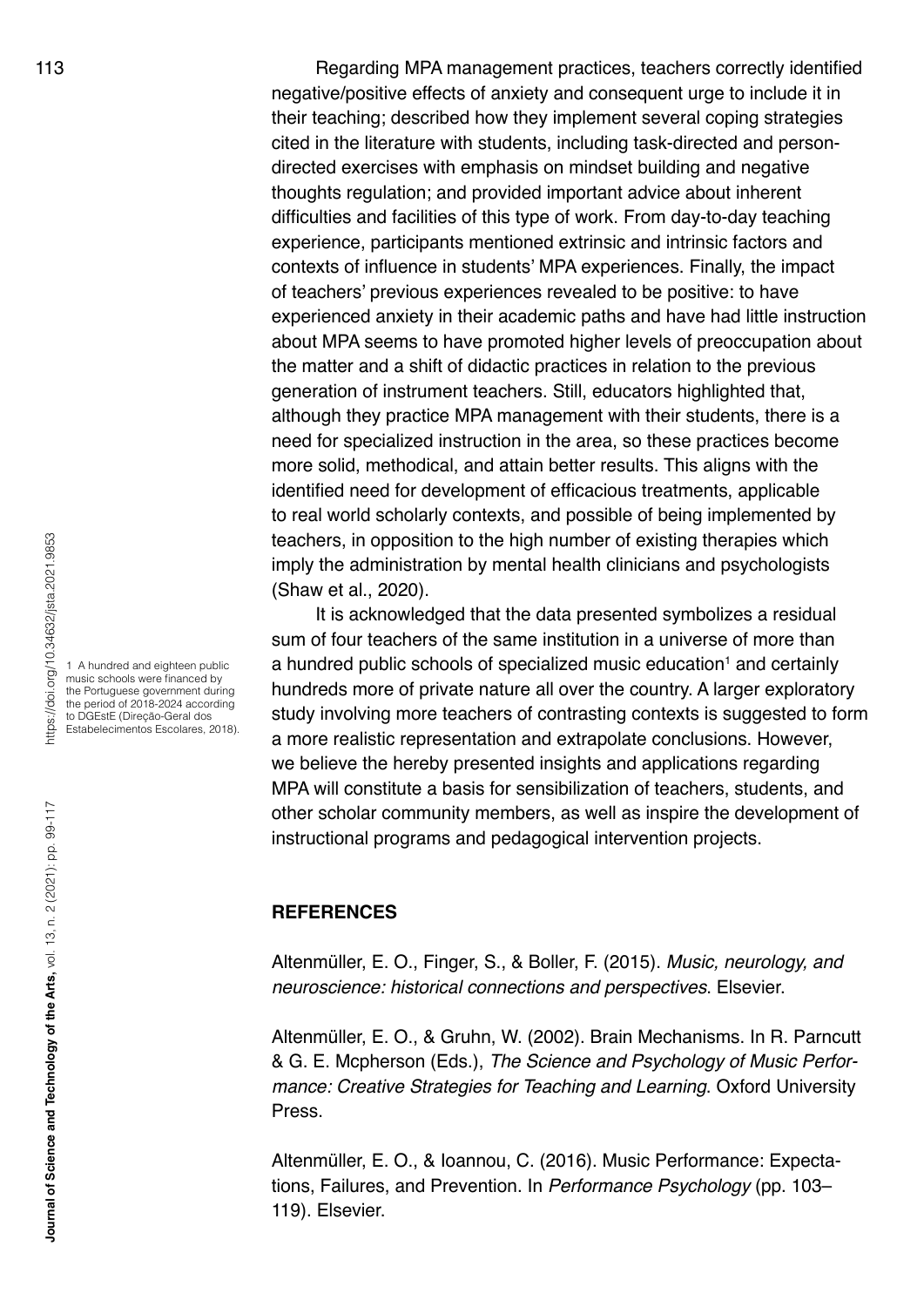Regarding MPA management practices, teachers correctly identified negative/positive effects of anxiety and consequent urge to include it in their teaching; described how they implement several coping strategies cited in the literature with students, including task-directed and person-directed exercises with emphasis on mindset building and negative thoughts regulation; and provided important advice about inherent difficulties and facilities of this type of work. From day-to-day teaching experience, participants mentioned extrinsic and intrinsic factors and contexts of influence in students' MPA experiences. Finally, the impact of teachers' previous experiences revealed to be positive: to have experienced anxiety in their academic paths and have had little instruction about MPA seems to have promoted higher levels of preoccupation about the matter and a shift of didactic practices in relation to the previous generation of instrument teachers. Still, educators highlighted that, although they practice MPA management with their students, there is a need for specialized instruction in the area, so these practices become more solid, methodical, and attain better results. This aligns with the identified need for development of efficacious treatments, applicable to real world scholarly contexts, and possible of being implemented by teachers, in opposition to the high number of existing therapies which imply the administration by mental health clinicians and psychologists (Shaw et al., 2020).

It is acknowledged that the data presented symbolizes a residual sum of four teachers of the same institution in a universe of more than a hundred public schools of specialized music education[1] and certainly hundreds more of private nature all over the country. A larger exploratory study involving more teachers of contrasting contexts is suggested to form a more realistic representation and extrapolate conclusions. However, we believe the hereby presented insights and applications regarding MPA will constitute a basis for sensibilization of teachers, students, and other scholar community members, as well as inspire the development of instructional programs and pedagogical intervention projects.

[1] A hundred and eighteen public music schools were financed by the Portuguese government during the period of 2018-2024 according to DGEstE (Direção-Geral dos Estabelecimentos Escolares, 2018).

## REFERENCES

Altenmüller, E. O., Finger, S., & Boller, F. (2015). *Music, neurology, and neuroscience: historical connections and perspectives*. Elsevier.

Altenmüller, E. O., & Gruhn, W. (2002). Brain Mechanisms. In R. Parncutt & G. E. Mcpherson (Eds.), *The Science and Psychology of Music Performance: Creative Strategies for Teaching and Learning*. Oxford University Press.

Altenmüller, E. O., & Ioannou, C. (2016). Music Performance: Expectations, Failures, and Prevention. In *Performance Psychology* (pp. 103–119). Elsevier.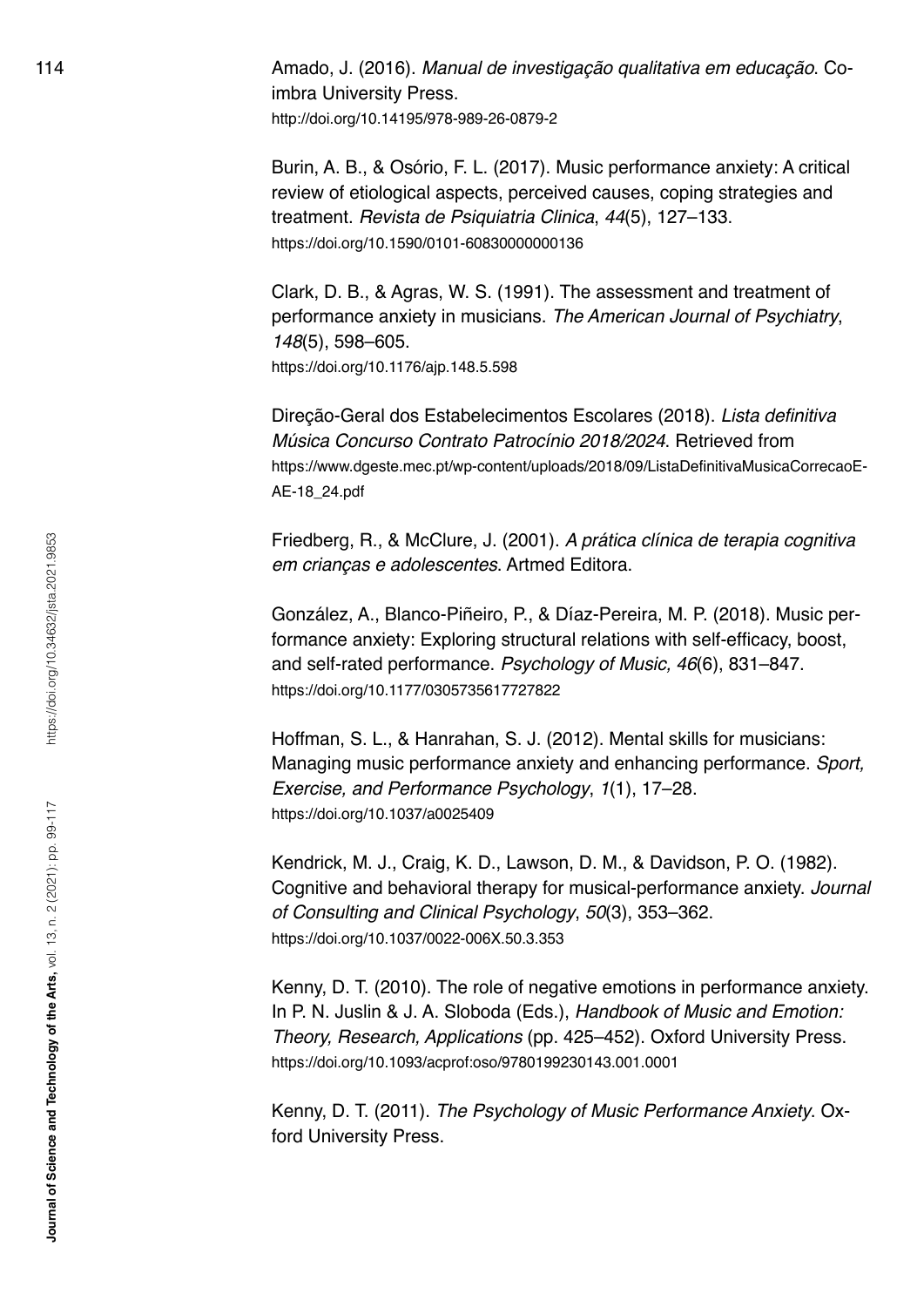Amado, J. (2016). *Manual de investigação qualitativa em educação*. Coimbra University Press.
http://doi.org/10.14195/978-989-26-0879-2

Burin, A. B., & Osório, F. L. (2017). Music performance anxiety: A critical review of etiological aspects, perceived causes, coping strategies and treatment. *Revista de Psiquiatria Clinica*, *44*(5), 127–133.
https://doi.org/10.1590/0101-60830000000136

Clark, D. B., & Agras, W. S. (1991). The assessment and treatment of performance anxiety in musicians. *The American Journal of Psychiatry*, *148*(5), 598–605.
https://doi.org/10.1176/ajp.148.5.598

Direção-Geral dos Estabelecimentos Escolares (2018). *Lista definitiva Música Concurso Contrato Patrocínio 2018/2024*. Retrieved from https://www.dgeste.mec.pt/wp-content/uploads/2018/09/ListaDefinitivaMusicaCorrecaoE-AE-18_24.pdf

Friedberg, R., & McClure, J. (2001). *A prática clínica de terapia cognitiva em crianças e adolescentes*. Artmed Editora.

González, A., Blanco-Piñeiro, P., & Díaz-Pereira, M. P. (2018). Music performance anxiety: Exploring structural relations with self-efficacy, boost, and self-rated performance. *Psychology of Music, 46*(6), 831–847.
https://doi.org/10.1177/0305735617727822

Hoffman, S. L., & Hanrahan, S. J. (2012). Mental skills for musicians: Managing music performance anxiety and enhancing performance. *Sport, Exercise, and Performance Psychology*, *1*(1), 17–28.
https://doi.org/10.1037/a0025409

Kendrick, M. J., Craig, K. D., Lawson, D. M., & Davidson, P. O. (1982). Cognitive and behavioral therapy for musical-performance anxiety. *Journal of Consulting and Clinical Psychology*, *50*(3), 353–362.
https://doi.org/10.1037/0022-006X.50.3.353

Kenny, D. T. (2010). The role of negative emotions in performance anxiety. In P. N. Juslin & J. A. Sloboda (Eds.), *Handbook of Music and Emotion: Theory, Research, Applications* (pp. 425–452). Oxford University Press.
https://doi.org/10.1093/acprof:oso/9780199230143.001.0001

Kenny, D. T. (2011). *The Psychology of Music Performance Anxiety*. Oxford University Press.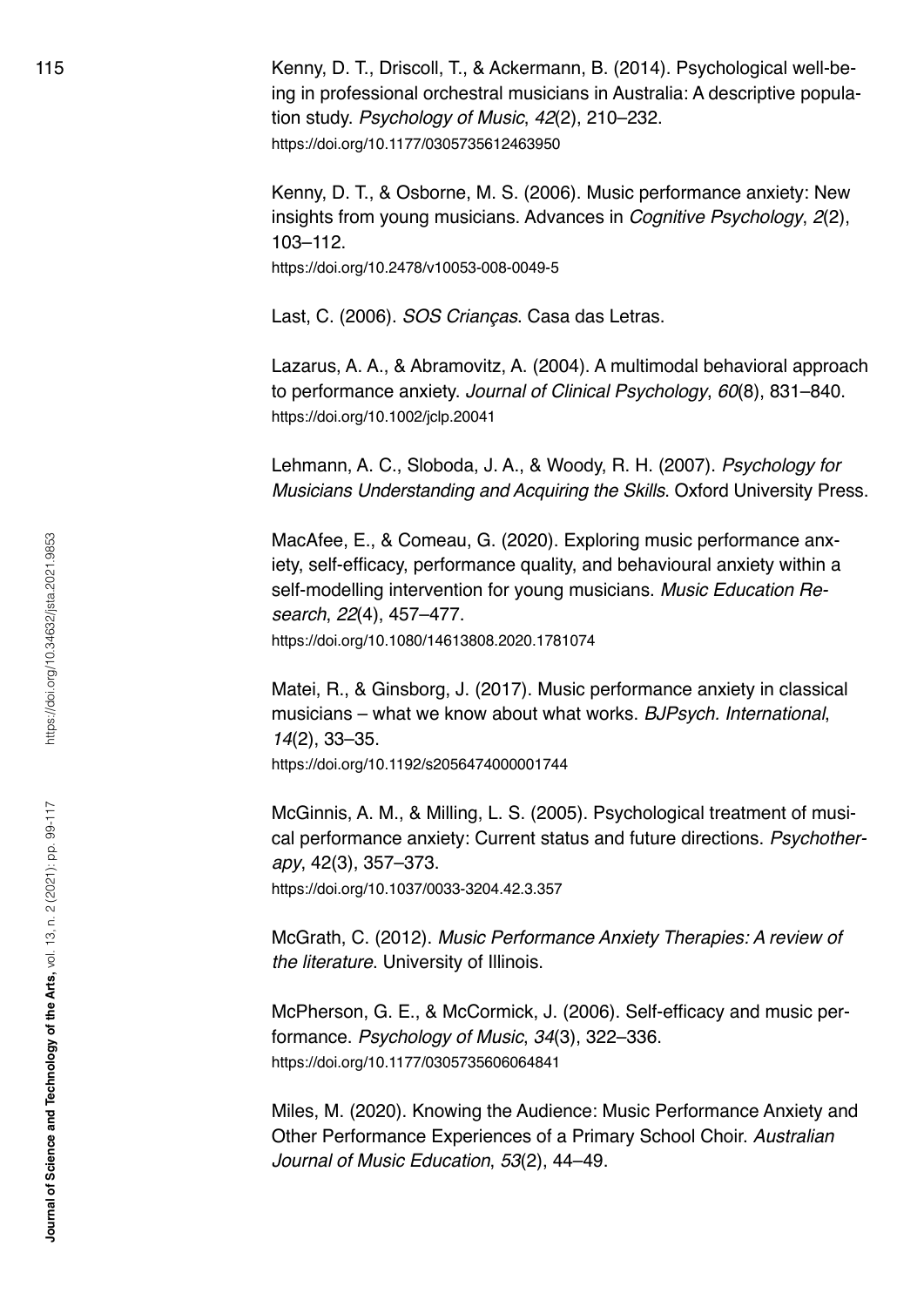Kenny, D. T., Driscoll, T., & Ackermann, B. (2014). Psychological well-being in professional orchestral musicians in Australia: A descriptive population study. *Psychology of Music*, *42*(2), 210–232. https://doi.org/10.1177/0305735612463950

Kenny, D. T., & Osborne, M. S. (2006). Music performance anxiety: New insights from young musicians. Advances in *Cognitive Psychology*, *2*(2), 103–112. https://doi.org/10.2478/v10053-008-0049-5

Last, C. (2006). *SOS Crianças*. Casa das Letras.

Lazarus, A. A., & Abramovitz, A. (2004). A multimodal behavioral approach to performance anxiety. *Journal of Clinical Psychology*, *60*(8), 831–840. https://doi.org/10.1002/jclp.20041

Lehmann, A. C., Sloboda, J. A., & Woody, R. H. (2007). *Psychology for Musicians Understanding and Acquiring the Skills*. Oxford University Press.

MacAfee, E., & Comeau, G. (2020). Exploring music performance anxiety, self-efficacy, performance quality, and behavioural anxiety within a self-modelling intervention for young musicians. *Music Education Research*, *22*(4), 457–477. https://doi.org/10.1080/14613808.2020.1781074

Matei, R., & Ginsborg, J. (2017). Music performance anxiety in classical musicians – what we know about what works. *BJPsych. International*, *14*(2), 33–35. https://doi.org/10.1192/s2056474000001744

McGinnis, A. M., & Milling, L. S. (2005). Psychological treatment of musical performance anxiety: Current status and future directions. *Psychotherapy*, 42(3), 357–373. https://doi.org/10.1037/0033-3204.42.3.357

McGrath, C. (2012). *Music Performance Anxiety Therapies: A review of the literature*. University of Illinois.

McPherson, G. E., & McCormick, J. (2006). Self-efficacy and music performance. *Psychology of Music*, *34*(3), 322–336. https://doi.org/10.1177/0305735606064841

Miles, M. (2020). Knowing the Audience: Music Performance Anxiety and Other Performance Experiences of a Primary School Choir. *Australian Journal of Music Education*, *53*(2), 44–49.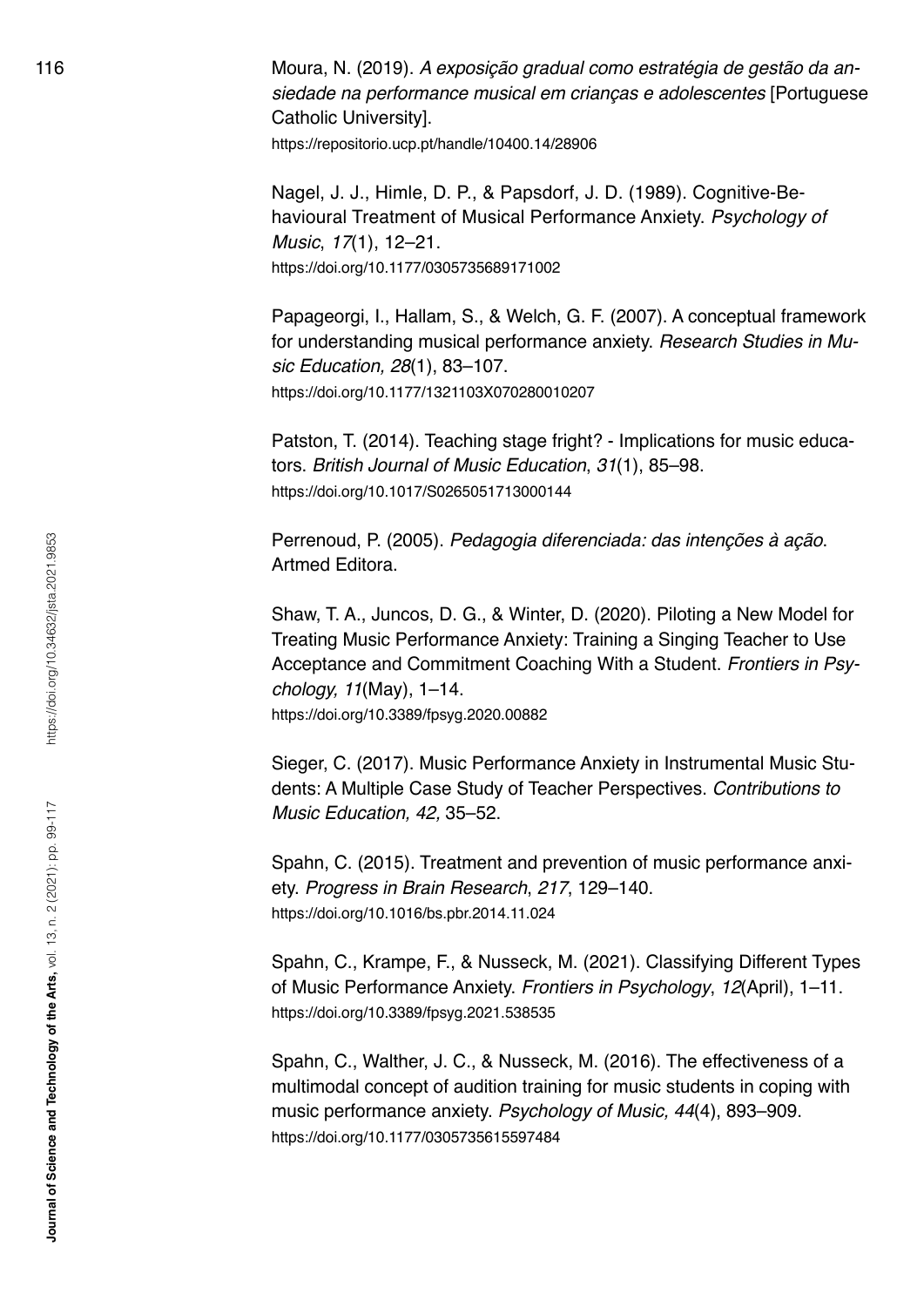Moura, N. (2019). *A exposição gradual como estratégia de gestão da ansiedade na performance musical em crianças e adolescentes* [Portuguese Catholic University].
https://repositorio.ucp.pt/handle/10400.14/28906

Nagel, J. J., Himle, D. P., & Papsdorf, J. D. (1989). Cognitive-Behavioural Treatment of Musical Performance Anxiety. *Psychology of Music*, *17*(1), 12–21.
https://doi.org/10.1177/0305735689171002

Papageorgi, I., Hallam, S., & Welch, G. F. (2007). A conceptual framework for understanding musical performance anxiety. *Research Studies in Music Education, 28*(1), 83–107.
https://doi.org/10.1177/1321103X070280010207

Patston, T. (2014). Teaching stage fright? - Implications for music educators. *British Journal of Music Education*, *31*(1), 85–98.
https://doi.org/10.1017/S0265051713000144

Perrenoud, P. (2005). *Pedagogia diferenciada: das intenções à ação*. Artmed Editora.

Shaw, T. A., Juncos, D. G., & Winter, D. (2020). Piloting a New Model for Treating Music Performance Anxiety: Training a Singing Teacher to Use Acceptance and Commitment Coaching With a Student. *Frontiers in Psychology, 11*(May), 1–14.
https://doi.org/10.3389/fpsyg.2020.00882

Sieger, C. (2017). Music Performance Anxiety in Instrumental Music Students: A Multiple Case Study of Teacher Perspectives. *Contributions to Music Education, 42,* 35–52.

Spahn, C. (2015). Treatment and prevention of music performance anxiety. *Progress in Brain Research*, *217*, 129–140.
https://doi.org/10.1016/bs.pbr.2014.11.024

Spahn, C., Krampe, F., & Nusseck, M. (2021). Classifying Different Types of Music Performance Anxiety. *Frontiers in Psychology*, *12*(April), 1–11.
https://doi.org/10.3389/fpsyg.2021.538535

Spahn, C., Walther, J. C., & Nusseck, M. (2016). The effectiveness of a multimodal concept of audition training for music students in coping with music performance anxiety. *Psychology of Music, 44*(4), 893–909.
https://doi.org/10.1177/0305735615597484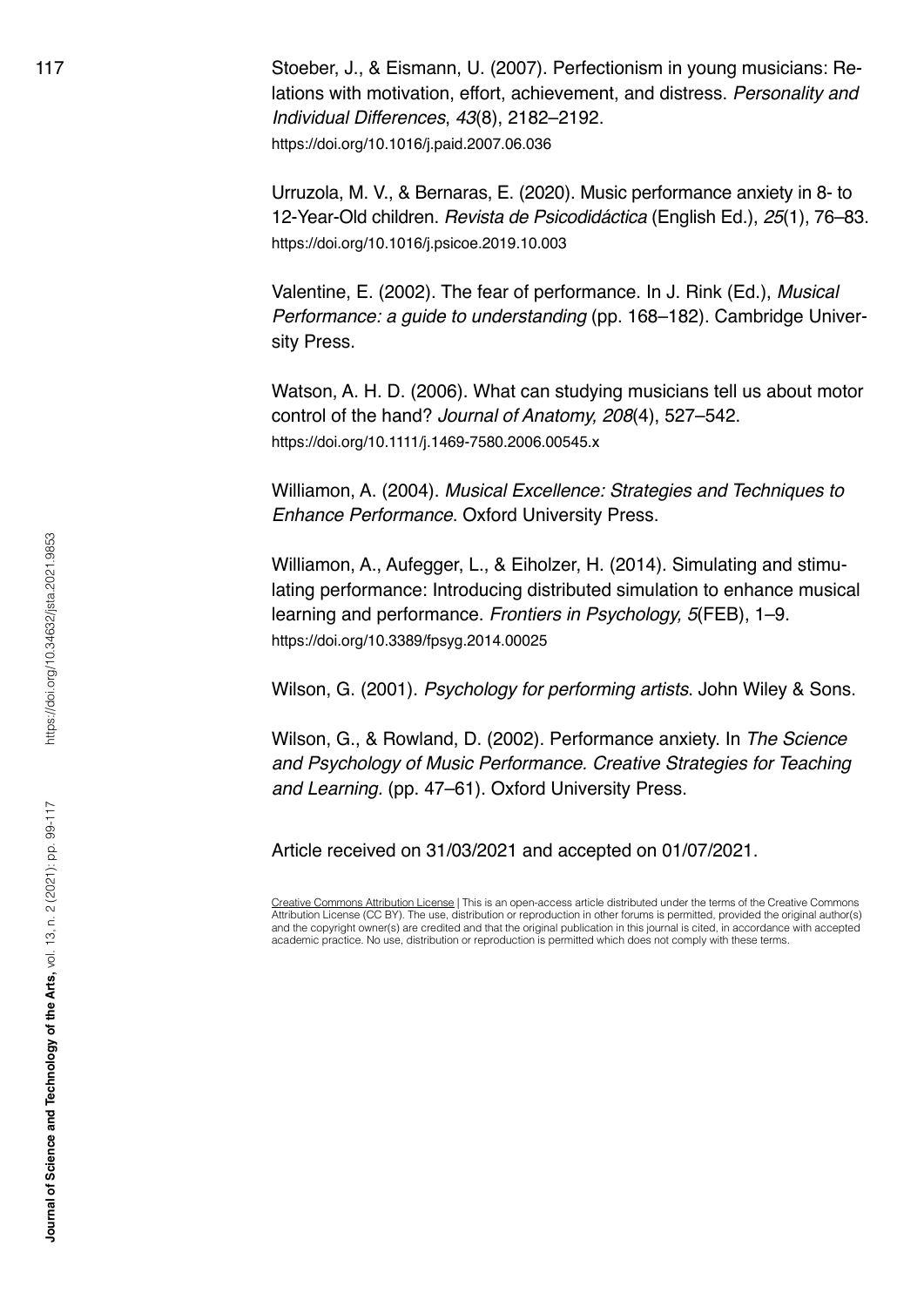Stoeber, J., & Eismann, U. (2007). Perfectionism in young musicians: Relations with motivation, effort, achievement, and distress. *Personality and Individual Differences*, *43*(8), 2182–2192. https://doi.org/10.1016/j.paid.2007.06.036

Urruzola, M. V., & Bernaras, E. (2020). Music performance anxiety in 8- to 12-Year-Old children. *Revista de Psicodidáctica* (English Ed.), *25*(1), 76–83. https://doi.org/10.1016/j.psicoe.2019.10.003

Valentine, E. (2002). The fear of performance. In J. Rink (Ed.), *Musical Performance: a guide to understanding* (pp. 168–182). Cambridge University Press.

Watson, A. H. D. (2006). What can studying musicians tell us about motor control of the hand? *Journal of Anatomy, 208*(4), 527–542. https://doi.org/10.1111/j.1469-7580.2006.00545.x

Williamon, A. (2004). *Musical Excellence: Strategies and Techniques to Enhance Performance*. Oxford University Press.

Williamon, A., Aufegger, L., & Eiholzer, H. (2014). Simulating and stimulating performance: Introducing distributed simulation to enhance musical learning and performance. *Frontiers in Psychology, 5*(FEB), 1–9. https://doi.org/10.3389/fpsyg.2014.00025

Wilson, G. (2001). *Psychology for performing artists*. John Wiley & Sons.

Wilson, G., & Rowland, D. (2002). Performance anxiety. In *The Science and Psychology of Music Performance. Creative Strategies for Teaching and Learning.* (pp. 47–61). Oxford University Press.

Article received on 31/03/2021 and accepted on 01/07/2021.

Creative Commons Attribution License | This is an open-access article distributed under the terms of the Creative Commons Attribution License (CC BY). The use, distribution or reproduction in other forums is permitted, provided the original author(s) and the copyright owner(s) are credited and that the original publication in this journal is cited, in accordance with accepted academic practice. No use, distribution or reproduction is permitted which does not comply with these terms.